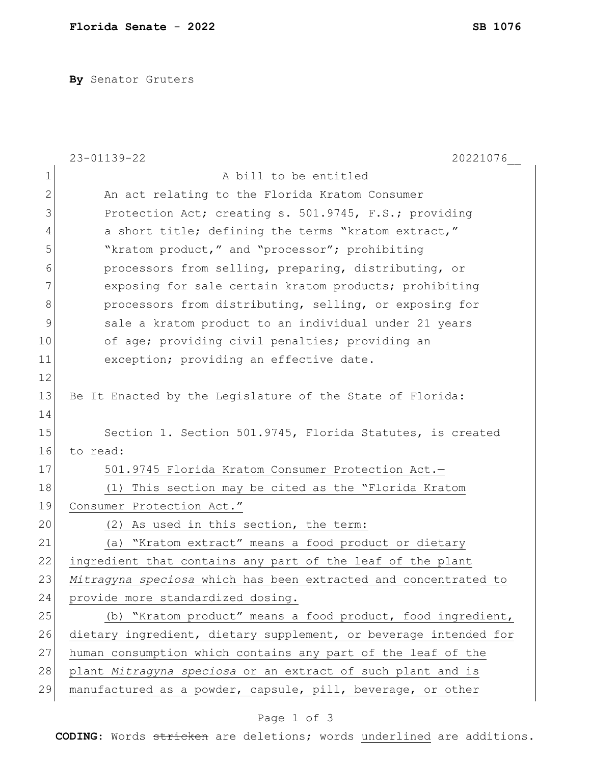**By** Senator Gruters

23-01139-22 20221076__

A bill to be entitled

An act relating to the Florida Kratom Consumer Protection Act; creating s. 501.9745, F.S.; providing a short title; defining the terms "kratom extract," "kratom product," and "processor"; prohibiting processors from selling, preparing, distributing, or exposing for sale certain kratom products; prohibiting processors from distributing, selling, or exposing for sale a kratom product to an individual under 21 years of age; providing civil penalties; providing an exception; providing an effective date.

Be It Enacted by the Legislature of the State of Florida:

Section 1. Section 501.9745, Florida Statutes, is created to read:

<u>501.9745 Florida Kratom Consumer Protection Act.—</u>

<u>(1) This section may be cited as the "Florida Kratom Consumer Protection Act."</u>

<u>(2) As used in this section, the term:</u>

<u>(a) "Kratom extract" means a food product or dietary ingredient that contains any part of the leaf of the plant *Mitragyna speciosa* which has been extracted and concentrated to provide more standardized dosing.</u>

<u>(b) "Kratom product" means a food product, food ingredient, dietary ingredient, dietary supplement, or beverage intended for human consumption which contains any part of the leaf of the plant *Mitragyna speciosa* or an extract of such plant and is manufactured as a powder, capsule, pill, beverage, or other</u>

**CODING:** Words ~~stricken~~ are deletions; words <u>underlined</u> are additions.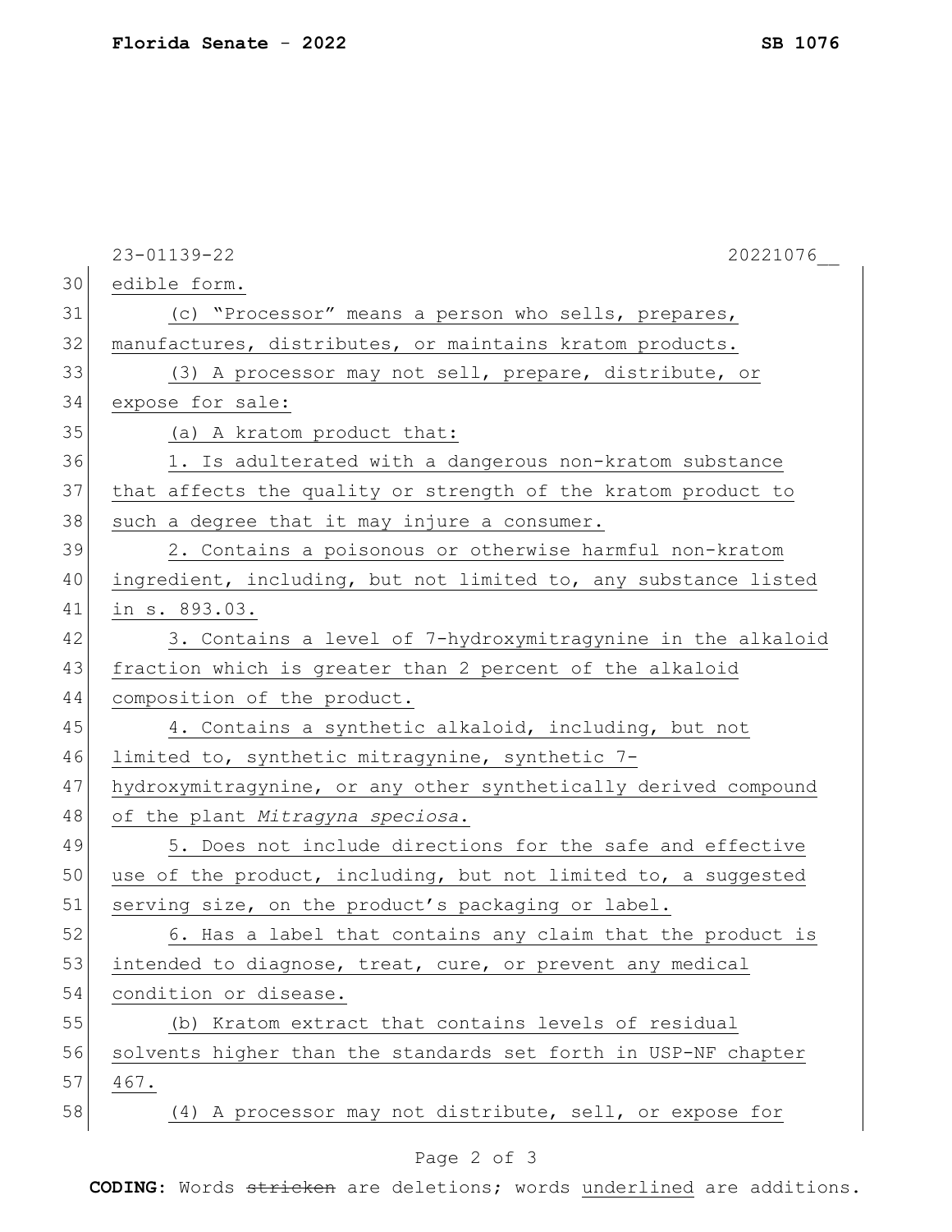edible form.

(c) "Processor" means a person who sells, prepares, manufactures, distributes, or maintains kratom products.

(3) A processor may not sell, prepare, distribute, or expose for sale:

(a) A kratom product that:

1. Is adulterated with a dangerous non-kratom substance that affects the quality or strength of the kratom product to such a degree that it may injure a consumer.

2. Contains a poisonous or otherwise harmful non-kratom ingredient, including, but not limited to, any substance listed in s. 893.03.

3. Contains a level of 7-hydroxymitragynine in the alkaloid fraction which is greater than 2 percent of the alkaloid composition of the product.

4. Contains a synthetic alkaloid, including, but not limited to, synthetic mitragynine, synthetic 7-hydroxymitragynine, or any other synthetically derived compound of the plant *Mitragyna speciosa*.

5. Does not include directions for the safe and effective use of the product, including, but not limited to, a suggested serving size, on the product's packaging or label.

6. Has a label that contains any claim that the product is intended to diagnose, treat, cure, or prevent any medical condition or disease.

(b) Kratom extract that contains levels of residual solvents higher than the standards set forth in USP-NF chapter 467.

(4) A processor may not distribute, sell, or expose for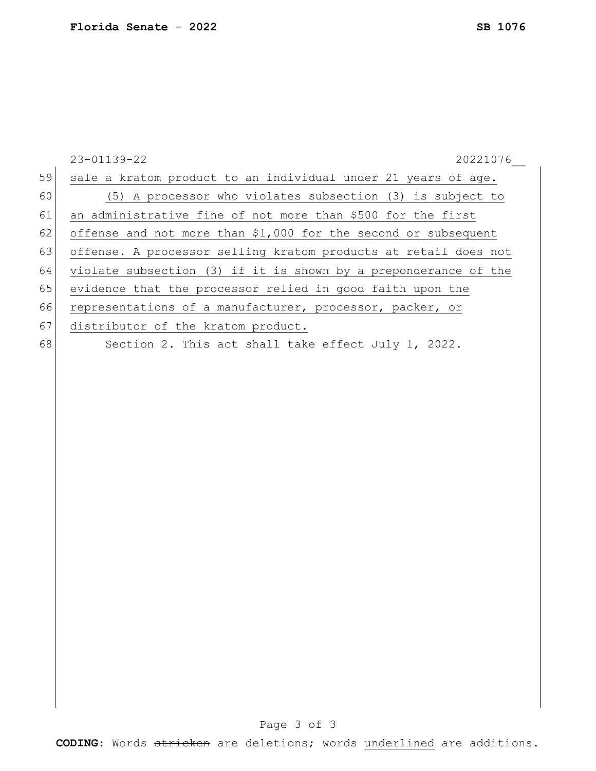sale a kratom product to an individual under 21 years of age.

(5) A processor who violates subsection (3) is subject to an administrative fine of not more than $500 for the first offense and not more than $1,000 for the second or subsequent offense. A processor selling kratom products at retail does not violate subsection (3) if it is shown by a preponderance of the evidence that the processor relied in good faith upon the representations of a manufacturer, processor, packer, or distributor of the kratom product.

Section 2. This act shall take effect July 1, 2022.

**CODING:** Words ~~stricken~~ are deletions; words underlined are additions.